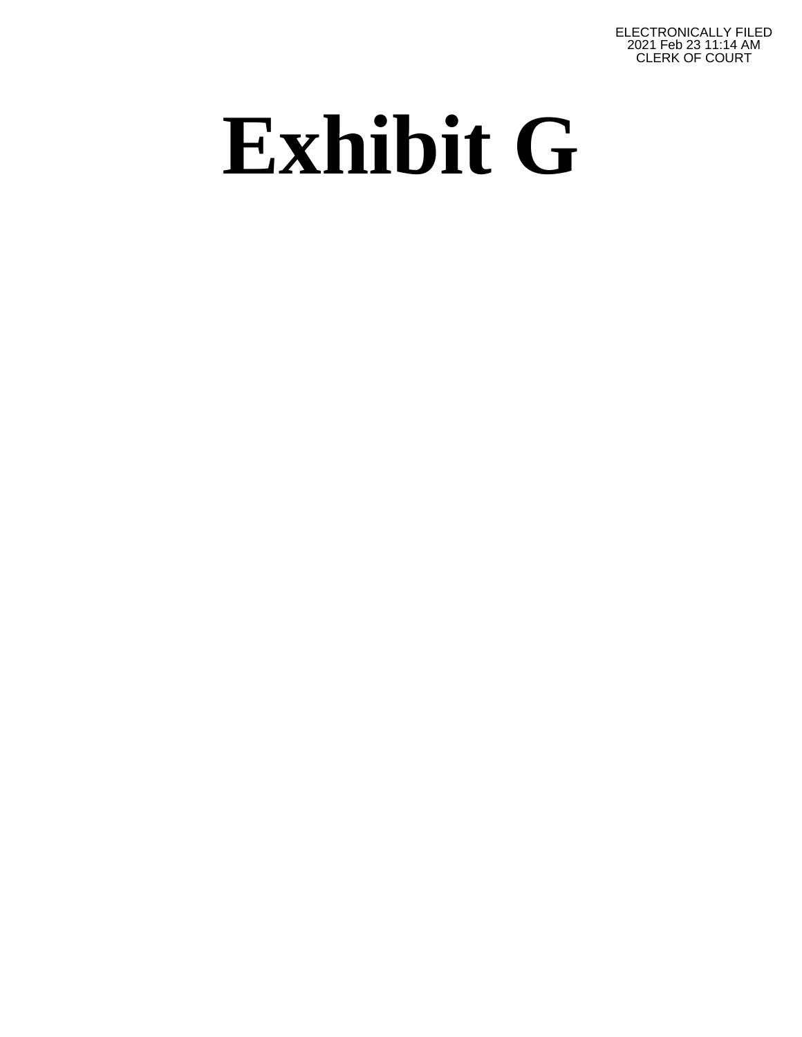ELECTRONICALLY FILED
2021 Feb 23 11:14 AM
CLERK OF COURT

# Exhibit G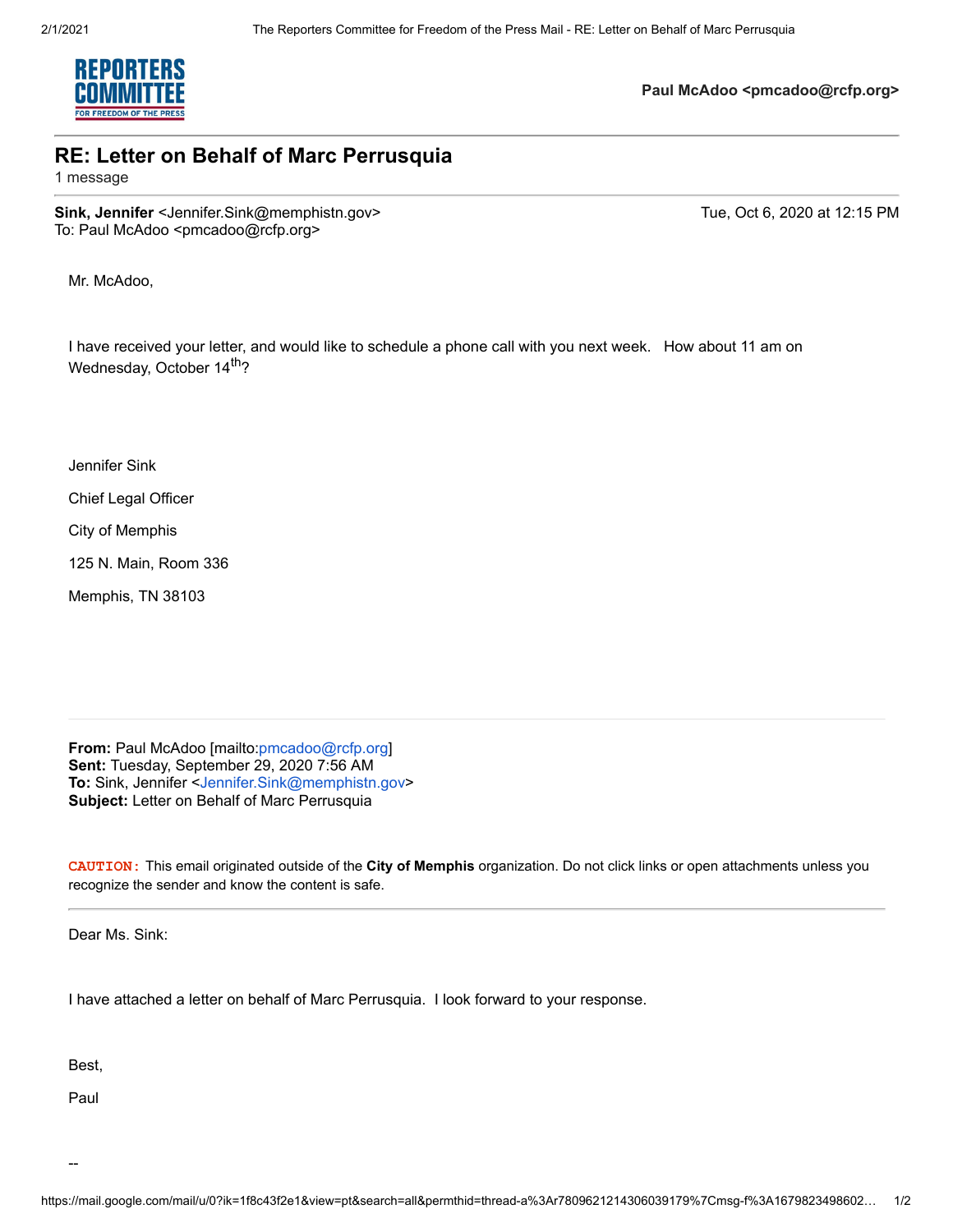Paul McAdoo <pmcadoo@rcfp.org>

# RE: Letter on Behalf of Marc Perrusquia

1 message

**Sink, Jennifer** <Jennifer.Sink@memphistn.gov>
To: Paul McAdoo <pmcadoo@rcfp.org>

Tue, Oct 6, 2020 at 12:15 PM

Mr. McAdoo,

I have received your letter, and would like to schedule a phone call with you next week. How about 11 am on Wednesday, October 14th?

Jennifer Sink

Chief Legal Officer

City of Memphis

125 N. Main, Room 336

Memphis, TN 38103

---

**From:** Paul McAdoo [mailto:pmcadoo@rcfp.org]
**Sent:** Tuesday, September 29, 2020 7:56 AM
**To:** Sink, Jennifer <Jennifer.Sink@memphistn.gov>
**Subject:** Letter on Behalf of Marc Perrusquia

**CAUTION:** This email originated outside of the **City of Memphis** organization. Do not click links or open attachments unless you recognize the sender and know the content is safe.

---

Dear Ms. Sink:

I have attached a letter on behalf of Marc Perrusquia. I look forward to your response.

Best,

Paul

--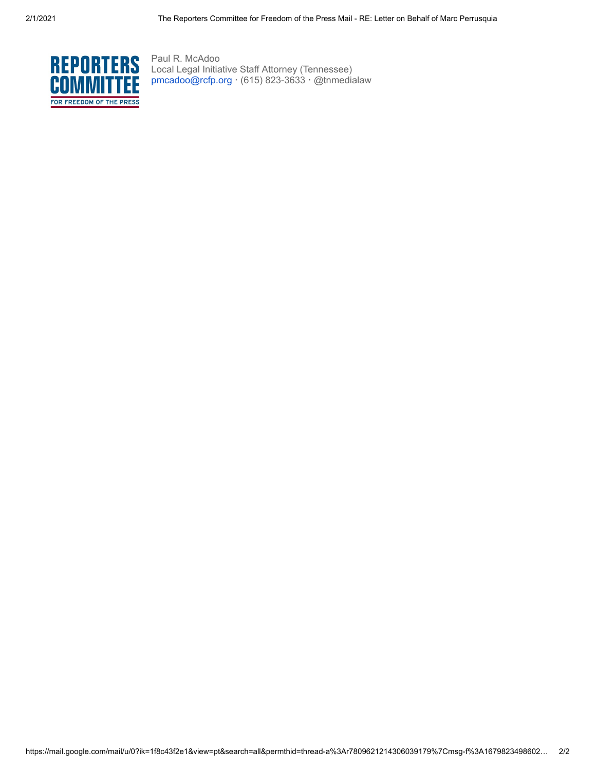REPORTERS COMMITTEE FOR FREEDOM OF THE PRESS

Paul R. McAdoo
Local Legal Initiative Staff Attorney (Tennessee)
pmcadoo@rcfp.org · (615) 823-3633 · @tnmedialaw